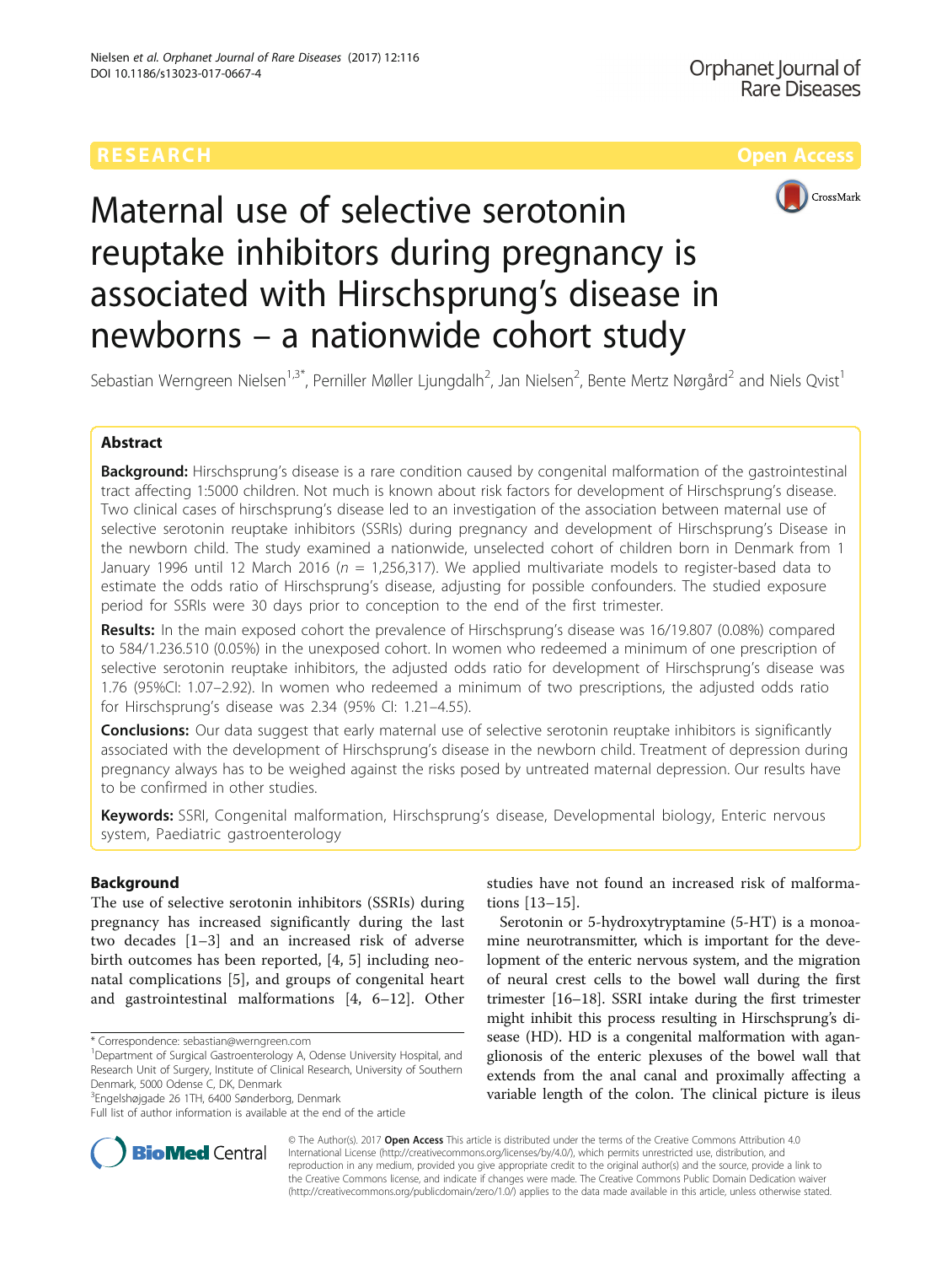RESEARCH Open Access

# Maternal use of selective serotonin reuptake inhibitors during pregnancy is associated with Hirschsprung's disease in newborns – a nationwide cohort study

Sebastian Werngreen Nielsen[1,3*], Pernille Møller Ljungdalh[2], Jan Nielsen[2], Bente Mertz Nørgård[2] and Niels Qvist[1]

## Abstract

**Background:** Hirschsprung's disease is a rare condition caused by congenital malformation of the gastrointestinal tract affecting 1:5000 children. Not much is known about risk factors for development of Hirschsprung's disease. Two clinical cases of hirschsprung's disease led to an investigation of the association between maternal use of selective serotonin reuptake inhibitors (SSRIs) during pregnancy and development of Hirschsprung's Disease in the newborn child. The study examined a nationwide, unselected cohort of children born in Denmark from 1 January 1996 until 12 March 2016 ($n$ = 1,256,317). We applied multivariate models to register-based data to estimate the odds ratio of Hirschsprung's disease, adjusting for possible confounders. The studied exposure period for SSRIs were 30 days prior to conception to the end of the first trimester.

**Results:** In the main exposed cohort the prevalence of Hirschsprung's disease was 16/19.807 (0.08%) compared to 584/1.236.510 (0.05%) in the unexposed cohort. In women who redeemed a minimum of one prescription of selective serotonin reuptake inhibitors, the adjusted odds ratio for development of Hirschsprung's disease was 1.76 (95%CI: 1.07–2.92). In women who redeemed a minimum of two prescriptions, the adjusted odds ratio for Hirschsprung's disease was 2.34 (95% CI: 1.21–4.55).

**Conclusions:** Our data suggest that early maternal use of selective serotonin reuptake inhibitors is significantly associated with the development of Hirschsprung's disease in the newborn child. Treatment of depression during pregnancy always has to be weighed against the risks posed by untreated maternal depression. Our results have to be confirmed in other studies.

**Keywords:** SSRI, Congenital malformation, Hirschsprung's disease, Developmental biology, Enteric nervous system, Paediatric gastroenterology

## Background

The use of selective serotonin inhibitors (SSRIs) during pregnancy has increased significantly during the last two decades [1–3] and an increased risk of adverse birth outcomes has been reported, [4, 5] including neonatal complications [5], and groups of congenital heart and gastrointestinal malformations [4, 6–12]. Other studies have not found an increased risk of malformations [13–15].

Serotonin or 5-hydroxytryptamine (5-HT) is a monoamine neurotransmitter, which is important for the development of the enteric nervous system, and the migration of neural crest cells to the bowel wall during the first trimester [16–18]. SSRI intake during the first trimester might inhibit this process resulting in Hirschsprung's disease (HD). HD is a congenital malformation with aganglionosis of the enteric plexuses of the bowel wall that extends from the anal canal and proximally affecting a variable length of the colon. The clinical picture is ileus

\* Correspondence: sebastian@werngreen.com
[1]Department of Surgical Gastroenterology A, Odense University Hospital, and Research Unit of Surgery, Institute of Clinical Research, University of Southern Denmark, 5000 Odense C, DK, Denmark
[3]Engelshøjgade 26 1TH, 6400 Sønderborg, Denmark
Full list of author information is available at the end of the article

© The Author(s). 2017 **Open Access** This article is distributed under the terms of the Creative Commons Attribution 4.0 International License (http://creativecommons.org/licenses/by/4.0/), which permits unrestricted use, distribution, and reproduction in any medium, provided you give appropriate credit to the original author(s) and the source, provide a link to the Creative Commons license, and indicate if changes were made. The Creative Commons Public Domain Dedication waiver (http://creativecommons.org/publicdomain/zero/1.0/) applies to the data made available in this article, unless otherwise stated.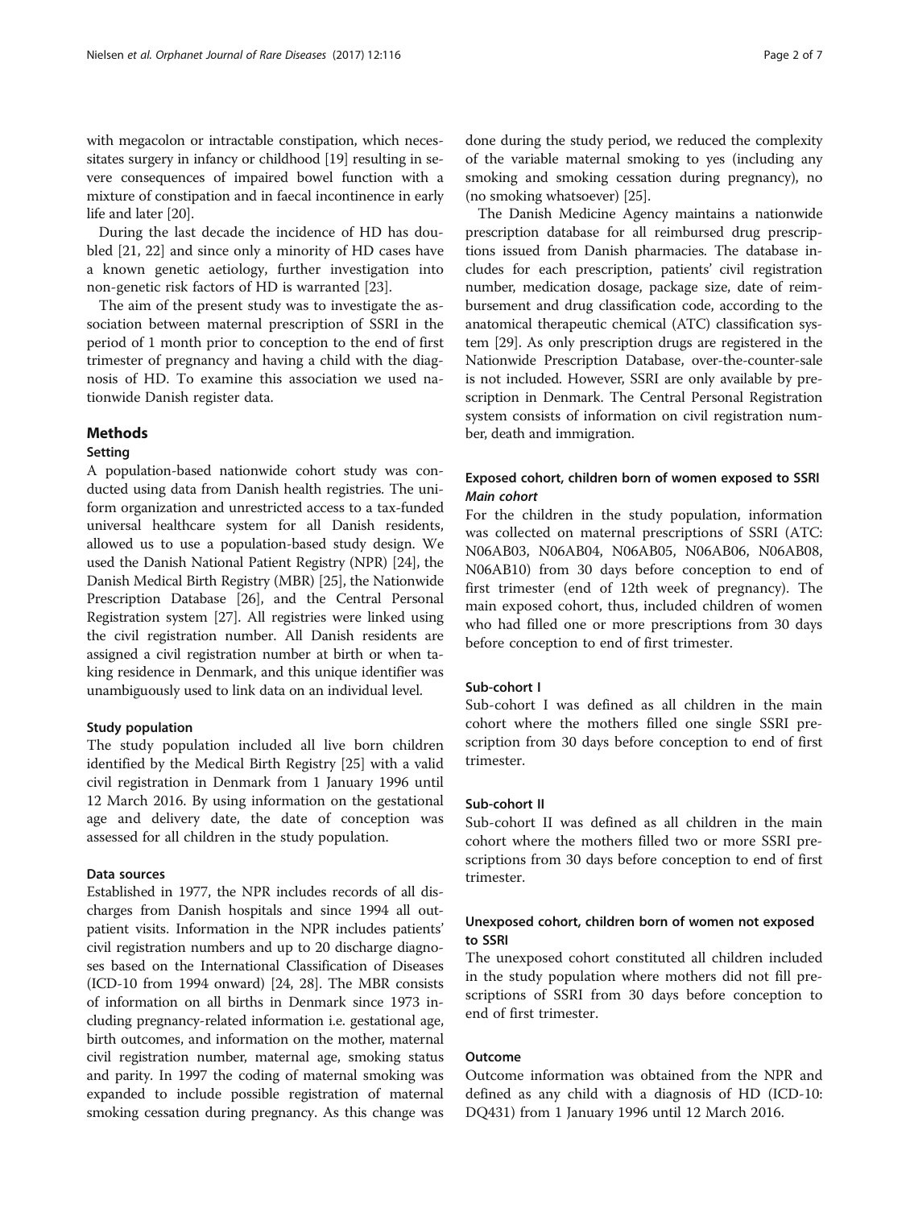with megacolon or intractable constipation, which necessitates surgery in infancy or childhood [19] resulting in severe consequences of impaired bowel function with a mixture of constipation and in faecal incontinence in early life and later [20].

During the last decade the incidence of HD has doubled [21, 22] and since only a minority of HD cases have a known genetic aetiology, further investigation into non-genetic risk factors of HD is warranted [23].

The aim of the present study was to investigate the association between maternal prescription of SSRI in the period of 1 month prior to conception to the end of first trimester of pregnancy and having a child with the diagnosis of HD. To examine this association we used nationwide Danish register data.

## Methods

### Setting

A population-based nationwide cohort study was conducted using data from Danish health registries. The uniform organization and unrestricted access to a tax-funded universal healthcare system for all Danish residents, allowed us to use a population-based study design. We used the Danish National Patient Registry (NPR) [24], the Danish Medical Birth Registry (MBR) [25], the Nationwide Prescription Database [26], and the Central Personal Registration system [27]. All registries were linked using the civil registration number. All Danish residents are assigned a civil registration number at birth or when taking residence in Denmark, and this unique identifier was unambiguously used to link data on an individual level.

### Study population

The study population included all live born children identified by the Medical Birth Registry [25] with a valid civil registration in Denmark from 1 January 1996 until 12 March 2016. By using information on the gestational age and delivery date, the date of conception was assessed for all children in the study population.

### Data sources

Established in 1977, the NPR includes records of all discharges from Danish hospitals and since 1994 all outpatient visits. Information in the NPR includes patients' civil registration numbers and up to 20 discharge diagnoses based on the International Classification of Diseases (ICD-10 from 1994 onward) [24, 28]. The MBR consists of information on all births in Denmark since 1973 including pregnancy-related information i.e. gestational age, birth outcomes, and information on the mother, maternal civil registration number, maternal age, smoking status and parity. In 1997 the coding of maternal smoking was expanded to include possible registration of maternal smoking cessation during pregnancy. As this change was done during the study period, we reduced the complexity of the variable maternal smoking to yes (including any smoking and smoking cessation during pregnancy), no (no smoking whatsoever) [25].

The Danish Medicine Agency maintains a nationwide prescription database for all reimbursed drug prescriptions issued from Danish pharmacies. The database includes for each prescription, patients' civil registration number, medication dosage, package size, date of reimbursement and drug classification code, according to the anatomical therapeutic chemical (ATC) classification system [29]. As only prescription drugs are registered in the Nationwide Prescription Database, over-the-counter-sale is not included. However, SSRI are only available by prescription in Denmark. The Central Personal Registration system consists of information on civil registration number, death and immigration.

### Exposed cohort, children born of women exposed to SSRI

#### *Main cohort*

For the children in the study population, information was collected on maternal prescriptions of SSRI (ATC: N06AB03, N06AB04, N06AB05, N06AB06, N06AB08, N06AB10) from 30 days before conception to end of first trimester (end of 12th week of pregnancy). The main exposed cohort, thus, included children of women who had filled one or more prescriptions from 30 days before conception to end of first trimester.

#### Sub-cohort I

Sub-cohort I was defined as all children in the main cohort where the mothers filled one single SSRI prescription from 30 days before conception to end of first trimester.

#### Sub-cohort II

Sub-cohort II was defined as all children in the main cohort where the mothers filled two or more SSRI prescriptions from 30 days before conception to end of first trimester.

### Unexposed cohort, children born of women not exposed to SSRI

The unexposed cohort constituted all children included in the study population where mothers did not fill prescriptions of SSRI from 30 days before conception to end of first trimester.

### Outcome

Outcome information was obtained from the NPR and defined as any child with a diagnosis of HD (ICD-10: DQ431) from 1 January 1996 until 12 March 2016.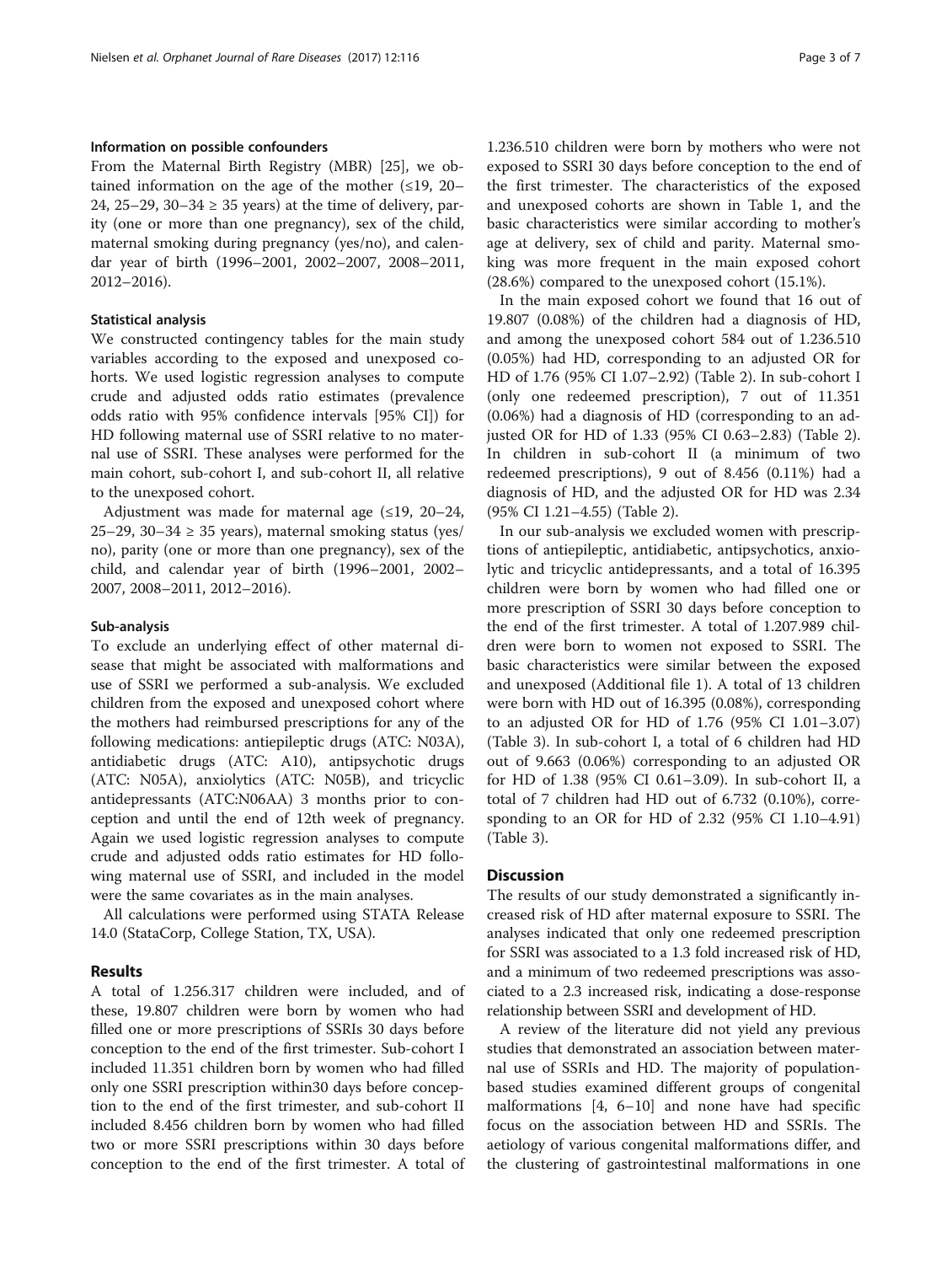### Information on possible confounders

From the Maternal Birth Registry (MBR) [25], we obtained information on the age of the mother (≤19, 20–24, 25–29, 30–34 ≥ 35 years) at the time of delivery, parity (one or more than one pregnancy), sex of the child, maternal smoking during pregnancy (yes/no), and calendar year of birth (1996–2001, 2002–2007, 2008–2011, 2012–2016).

### Statistical analysis

We constructed contingency tables for the main study variables according to the exposed and unexposed cohorts. We used logistic regression analyses to compute crude and adjusted odds ratio estimates (prevalence odds ratio with 95% confidence intervals [95% CI]) for HD following maternal use of SSRI relative to no maternal use of SSRI. These analyses were performed for the main cohort, sub-cohort I, and sub-cohort II, all relative to the unexposed cohort.

Adjustment was made for maternal age (≤19, 20–24, 25–29, 30–34 ≥ 35 years), maternal smoking status (yes/no), parity (one or more than one pregnancy), sex of the child, and calendar year of birth (1996–2001, 2002–2007, 2008–2011, 2012–2016).

### Sub-analysis

To exclude an underlying effect of other maternal disease that might be associated with malformations and use of SSRI we performed a sub-analysis. We excluded children from the exposed and unexposed cohort where the mothers had reimbursed prescriptions for any of the following medications: antiepileptic drugs (ATC: N03A), antidiabetic drugs (ATC: A10), antipsychotic drugs (ATC: N05A), anxiolytics (ATC: N05B), and tricyclic antidepressants (ATC:N06AA) 3 months prior to conception and until the end of 12th week of pregnancy. Again we used logistic regression analyses to compute crude and adjusted odds ratio estimates for HD following maternal use of SSRI, and included in the model were the same covariates as in the main analyses.

All calculations were performed using STATA Release 14.0 (StataCorp, College Station, TX, USA).

## Results

A total of 1.256.317 children were included, and of these, 19.807 children were born by women who had filled one or more prescriptions of SSRIs 30 days before conception to the end of the first trimester. Sub-cohort I included 11.351 children born by women who had filled only one SSRI prescription within30 days before conception to the end of the first trimester, and sub-cohort II included 8.456 children born by women who had filled two or more SSRI prescriptions within 30 days before conception to the end of the first trimester. A total of 1.236.510 children were born by mothers who were not exposed to SSRI 30 days before conception to the end of the first trimester. The characteristics of the exposed and unexposed cohorts are shown in Table 1, and the basic characteristics were similar according to mother's age at delivery, sex of child and parity. Maternal smoking was more frequent in the main exposed cohort (28.6%) compared to the unexposed cohort (15.1%).

In the main exposed cohort we found that 16 out of 19.807 (0.08%) of the children had a diagnosis of HD, and among the unexposed cohort 584 out of 1.236.510 (0.05%) had HD, corresponding to an adjusted OR for HD of 1.76 (95% CI 1.07–2.92) (Table 2). In sub-cohort I (only one redeemed prescription), 7 out of 11.351 (0.06%) had a diagnosis of HD (corresponding to an adjusted OR for HD of 1.33 (95% CI 0.63–2.83) (Table 2). In children in sub-cohort II (a minimum of two redeemed prescriptions), 9 out of 8.456 (0.11%) had a diagnosis of HD, and the adjusted OR for HD was 2.34 (95% CI 1.21–4.55) (Table 2).

In our sub-analysis we excluded women with prescriptions of antiepileptic, antidiabetic, antipsychotics, anxiolytic and tricyclic antidepressants, and a total of 16.395 children were born by women who had filled one or more prescription of SSRI 30 days before conception to the end of the first trimester. A total of 1.207.989 children were born to women not exposed to SSRI. The basic characteristics were similar between the exposed and unexposed (Additional file 1). A total of 13 children were born with HD out of 16.395 (0.08%), corresponding to an adjusted OR for HD of 1.76 (95% CI 1.01–3.07) (Table 3). In sub-cohort I, a total of 6 children had HD out of 9.663 (0.06%) corresponding to an adjusted OR for HD of 1.38 (95% CI 0.61–3.09). In sub-cohort II, a total of 7 children had HD out of 6.732 (0.10%), corresponding to an OR for HD of 2.32 (95% CI 1.10–4.91) (Table 3).

## Discussion

The results of our study demonstrated a significantly increased risk of HD after maternal exposure to SSRI. The analyses indicated that only one redeemed prescription for SSRI was associated to a 1.3 fold increased risk of HD, and a minimum of two redeemed prescriptions was associated to a 2.3 increased risk, indicating a dose-response relationship between SSRI and development of HD.

A review of the literature did not yield any previous studies that demonstrated an association between maternal use of SSRIs and HD. The majority of population-based studies examined different groups of congenital malformations [4, 6–10] and none have had specific focus on the association between HD and SSRIs. The aetiology of various congenital malformations differ, and the clustering of gastrointestinal malformations in one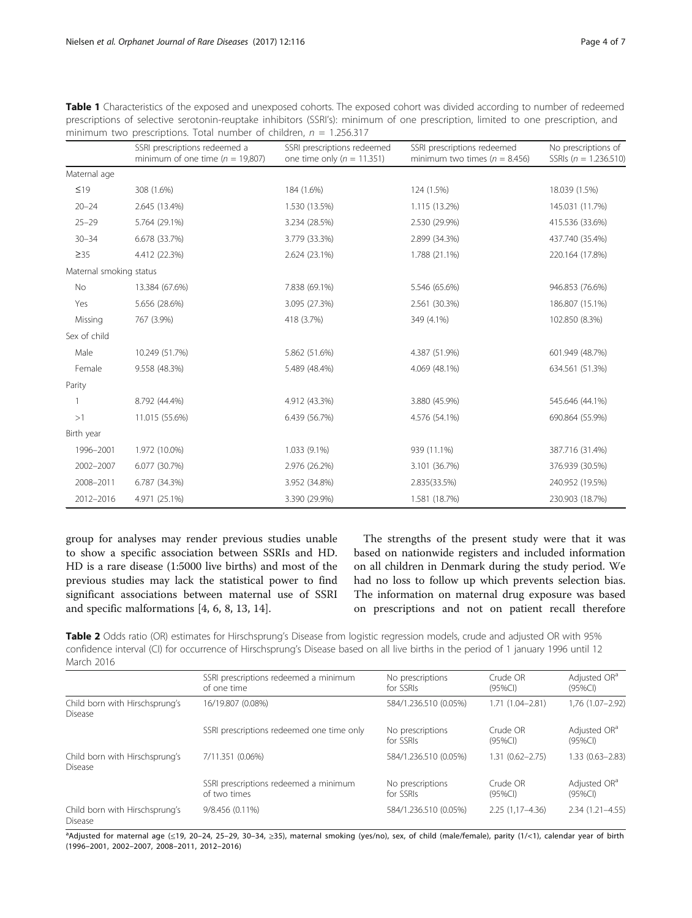**Table 1** Characteristics of the exposed and unexposed cohorts. The exposed cohort was divided according to number of redeemed prescriptions of selective serotonin-reuptake inhibitors (SSRI's): minimum of one prescription, limited to one prescription, and minimum two prescriptions. Total number of children, $n$ = 1.256.317

| | SSRI prescriptions redeemed a minimum of one time ($n$ = 19,807) | SSRI prescriptions redeemed one time only ($n$ = 11.351) | SSRI prescriptions redeemed minimum two times ($n$ = 8.456) | No prescriptions of SSRIs ($n$ = 1.236.510) |
|---|---|---|---|---|
| Maternal age | | | | |
| ≤19 | 308 (1.6%) | 184 (1.6%) | 124 (1.5%) | 18.039 (1.5%) |
| 20–24 | 2.645 (13.4%) | 1.530 (13.5%) | 1.115 (13.2%) | 145.031 (11.7%) |
| 25–29 | 5.764 (29.1%) | 3.234 (28.5%) | 2.530 (29.9%) | 415.536 (33.6%) |
| 30–34 | 6.678 (33.7%) | 3.779 (33.3%) | 2.899 (34.3%) | 437.740 (35.4%) |
| ≥35 | 4.412 (22.3%) | 2.624 (23.1%) | 1.788 (21.1%) | 220.164 (17.8%) |
| Maternal smoking status | | | | |
| No | 13.384 (67.6%) | 7.838 (69.1%) | 5.546 (65.6%) | 946.853 (76.6%) |
| Yes | 5.656 (28.6%) | 3.095 (27.3%) | 2.561 (30.3%) | 186.807 (15.1%) |
| Missing | 767 (3.9%) | 418 (3.7%) | 349 (4.1%) | 102.850 (8.3%) |
| Sex of child | | | | |
| Male | 10.249 (51.7%) | 5.862 (51.6%) | 4.387 (51.9%) | 601.949 (48.7%) |
| Female | 9.558 (48.3%) | 5.489 (48.4%) | 4.069 (48.1%) | 634.561 (51.3%) |
| Parity | | | | |
| 1 | 8.792 (44.4%) | 4.912 (43.3%) | 3.880 (45.9%) | 545.646 (44.1%) |
| >1 | 11.015 (55.6%) | 6.439 (56.7%) | 4.576 (54.1%) | 690.864 (55.9%) |
| Birth year | | | | |
| 1996–2001 | 1.972 (10.0%) | 1.033 (9.1%) | 939 (11.1%) | 387.716 (31.4%) |
| 2002–2007 | 6.077 (30.7%) | 2.976 (26.2%) | 3.101 (36.7%) | 376.939 (30.5%) |
| 2008–2011 | 6.787 (34.3%) | 3.952 (34.8%) | 2.835(33.5%) | 240.952 (19.5%) |
| 2012–2016 | 4.971 (25.1%) | 3.390 (29.9%) | 1.581 (18.7%) | 230.903 (18.7%) |

group for analyses may render previous studies unable to show a specific association between SSRIs and HD. HD is a rare disease (1:5000 live births) and most of the previous studies may lack the statistical power to find significant associations between maternal use of SSRI and specific malformations [4, 6, 8, 13, 14].

The strengths of the present study were that it was based on nationwide registers and included information on all children in Denmark during the study period. We had no loss to follow up which prevents selection bias. The information on maternal drug exposure was based on prescriptions and not on patient recall therefore

**Table 2** Odds ratio (OR) estimates for Hirschsprung's Disease from logistic regression models, crude and adjusted OR with 95% confidence interval (CI) for occurrence of Hirschsprung's Disease based on all live births in the period of 1 january 1996 until 12 March 2016

| | SSRI prescriptions redeemed a minimum of one time | No prescriptions for SSRIs | Crude OR (95%CI) | Adjusted OR[a] (95%CI) |
|---|---|---|---|---|
| Child born with Hirschsprung's Disease | 16/19.807 (0.08%) | 584/1.236.510 (0.05%) | 1.71 (1.04–2.81) | 1,76 (1.07–2.92) |
| | SSRI prescriptions redeemed one time only | No prescriptions for SSRIs | Crude OR (95%CI) | Adjusted OR[a] (95%CI) |
| Child born with Hirschsprung's Disease | 7/11.351 (0.06%) | 584/1.236.510 (0.05%) | 1.31 (0.62–2.75) | 1.33 (0.63–2.83) |
| | SSRI prescriptions redeemed a minimum of two times | No prescriptions for SSRIs | Crude OR (95%CI) | Adjusted OR[a] (95%CI) |
| Child born with Hirschsprung's Disease | 9/8.456 (0.11%) | 584/1.236.510 (0.05%) | 2.25 (1,17–4.36) | 2.34 (1.21–4.55) |

[a]Adjusted for maternal age (≤19, 20–24, 25–29, 30–34, ≥35), maternal smoking (yes/no), sex, of child (male/female), parity (1/<1), calendar year of birth (1996–2001, 2002–2007, 2008–2011, 2012–2016)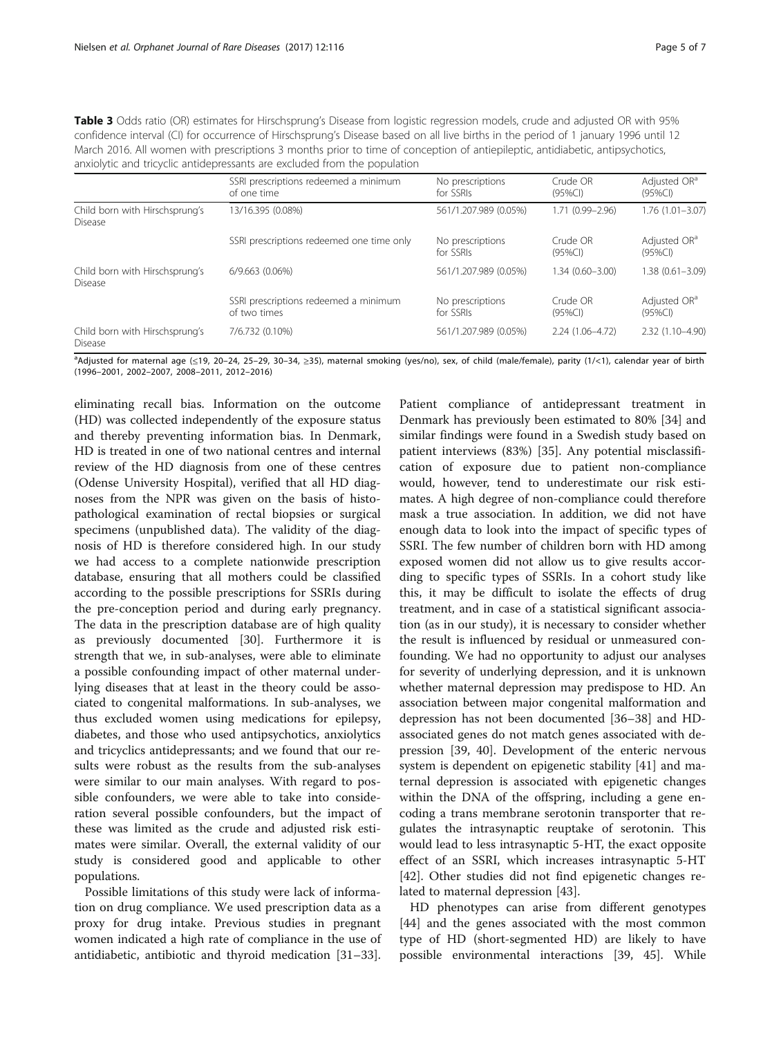**Table 3** Odds ratio (OR) estimates for Hirschsprung's Disease from logistic regression models, crude and adjusted OR with 95% confidence interval (CI) for occurrence of Hirschsprung's Disease based on all live births in the period of 1 january 1996 until 12 March 2016. All women with prescriptions 3 months prior to time of conception of antiepileptic, antidiabetic, antipsychotics, anxiolytic and tricyclic antidepressants are excluded from the population

| | SSRI prescriptions redeemed a minimum of one time | No prescriptions for SSRIs | Crude OR (95%CI) | Adjusted OR[a] (95%CI) |
|---|---|---|---|---|
| Child born with Hirschsprung's Disease | 13/16.395 (0.08%) | 561/1.207.989 (0.05%) | 1.71 (0.99–2.96) | 1.76 (1.01–3.07) |
| | SSRI prescriptions redeemed one time only | No prescriptions for SSRIs | Crude OR (95%CI) | Adjusted OR[a] (95%CI) |
| Child born with Hirschsprung's Disease | 6/9.663 (0.06%) | 561/1.207.989 (0.05%) | 1.34 (0.60–3.00) | 1.38 (0.61–3.09) |
| | SSRI prescriptions redeemed a minimum of two times | No prescriptions for SSRIs | Crude OR (95%CI) | Adjusted OR[a] (95%CI) |
| Child born with Hirschsprung's Disease | 7/6.732 (0.10%) | 561/1.207.989 (0.05%) | 2.24 (1.06–4.72) | 2.32 (1.10–4.90) |

[a]Adjusted for maternal age (≤19, 20–24, 25–29, 30–34, ≥35), maternal smoking (yes/no), sex, of child (male/female), parity (1/<1), calendar year of birth (1996–2001, 2002–2007, 2008–2011, 2012–2016)

eliminating recall bias. Information on the outcome (HD) was collected independently of the exposure status and thereby preventing information bias. In Denmark, HD is treated in one of two national centres and internal review of the HD diagnosis from one of these centres (Odense University Hospital), verified that all HD diagnoses from the NPR was given on the basis of histopathological examination of rectal biopsies or surgical specimens (unpublished data). The validity of the diagnosis of HD is therefore considered high. In our study we had access to a complete nationwide prescription database, ensuring that all mothers could be classified according to the possible prescriptions for SSRIs during the pre-conception period and during early pregnancy. The data in the prescription database are of high quality as previously documented [30]. Furthermore it is strength that we, in sub-analyses, were able to eliminate a possible confounding impact of other maternal underlying diseases that at least in the theory could be associated to congenital malformations. In sub-analyses, we thus excluded women using medications for epilepsy, diabetes, and those who used antipsychotics, anxiolytics and tricyclics antidepressants; and we found that our results were robust as the results from the sub-analyses were similar to our main analyses. With regard to possible confounders, we were able to take into consideration several possible confounders, but the impact of these was limited as the crude and adjusted risk estimates were similar. Overall, the external validity of our study is considered good and applicable to other populations.

Possible limitations of this study were lack of information on drug compliance. We used prescription data as a proxy for drug intake. Previous studies in pregnant women indicated a high rate of compliance in the use of antidiabetic, antibiotic and thyroid medication [31–33]. Patient compliance of antidepressant treatment in Denmark has previously been estimated to 80% [34] and similar findings were found in a Swedish study based on patient interviews (83%) [35]. Any potential misclassification of exposure due to patient non-compliance would, however, tend to underestimate our risk estimates. A high degree of non-compliance could therefore mask a true association. In addition, we did not have enough data to look into the impact of specific types of SSRI. The few number of children born with HD among exposed women did not allow us to give results according to specific types of SSRIs. In a cohort study like this, it may be difficult to isolate the effects of drug treatment, and in case of a statistical significant association (as in our study), it is necessary to consider whether the result is influenced by residual or unmeasured confounding. We had no opportunity to adjust our analyses for severity of underlying depression, and it is unknown whether maternal depression may predispose to HD. An association between major congenital malformation and depression has not been documented [36–38] and HD-associated genes do not match genes associated with depression [39, 40]. Development of the enteric nervous system is dependent on epigenetic stability [41] and maternal depression is associated with epigenetic changes within the DNA of the offspring, including a gene encoding a trans membrane serotonin transporter that regulates the intrasynaptic reuptake of serotonin. This would lead to less intrasynaptic 5-HT, the exact opposite effect of an SSRI, which increases intrasynaptic 5-HT [42]. Other studies did not find epigenetic changes related to maternal depression [43].

HD phenotypes can arise from different genotypes [44] and the genes associated with the most common type of HD (short-segmented HD) are likely to have possible environmental interactions [39, 45]. While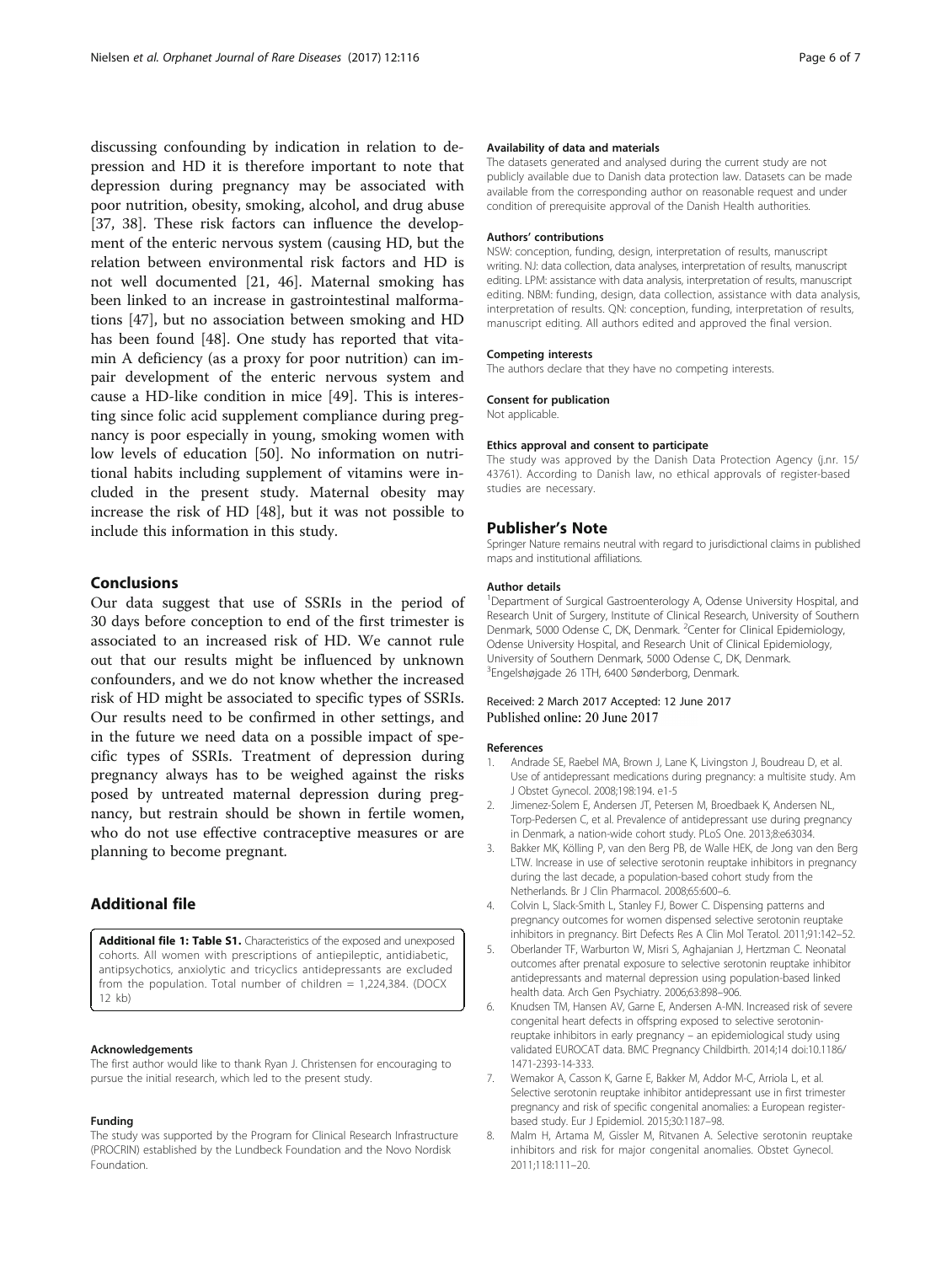discussing confounding by indication in relation to depression and HD it is therefore important to note that depression during pregnancy may be associated with poor nutrition, obesity, smoking, alcohol, and drug abuse [37, 38]. These risk factors can influence the development of the enteric nervous system (causing HD, but the relation between environmental risk factors and HD is not well documented [21, 46]. Maternal smoking has been linked to an increase in gastrointestinal malformations [47], but no association between smoking and HD has been found [48]. One study has reported that vitamin A deficiency (as a proxy for poor nutrition) can impair development of the enteric nervous system and cause a HD-like condition in mice [49]. This is interesting since folic acid supplement compliance during pregnancy is poor especially in young, smoking women with low levels of education [50]. No information on nutritional habits including supplement of vitamins were included in the present study. Maternal obesity may increase the risk of HD [48], but it was not possible to include this information in this study.

## Conclusions

Our data suggest that use of SSRIs in the period of 30 days before conception to end of the first trimester is associated to an increased risk of HD. We cannot rule out that our results might be influenced by unknown confounders, and we do not know whether the increased risk of HD might be associated to specific types of SSRIs. Our results need to be confirmed in other settings, and in the future we need data on a possible impact of specific types of SSRIs. Treatment of depression during pregnancy always has to be weighed against the risks posed by untreated maternal depression during pregnancy, but restrain should be shown in fertile women, who do not use effective contraceptive measures or are planning to become pregnant.

## Additional file

**Additional file 1: Table S1.** Characteristics of the exposed and unexposed cohorts. All women with prescriptions of antiepileptic, antidiabetic, antipsychotics, anxiolytic and tricyclics antidepressants are excluded from the population. Total number of children = 1,224,384. (DOCX 12 kb)

#### Acknowledgements

The first author would like to thank Ryan J. Christensen for encouraging to pursue the initial research, which led to the present study.

#### Funding

The study was supported by the Program for Clinical Research Infrastructure (PROCRIN) established by the Lundbeck Foundation and the Novo Nordisk Foundation.

#### Availability of data and materials

The datasets generated and analysed during the current study are not publicly available due to Danish data protection law. Datasets can be made available from the corresponding author on reasonable request and under condition of prerequisite approval of the Danish Health authorities.

#### Authors' contributions

NSW: conception, funding, design, interpretation of results, manuscript writing. NJ: data collection, data analyses, interpretation of results, manuscript editing. LPM: assistance with data analysis, interpretation of results, manuscript editing. NBM: funding, design, data collection, assistance with data analysis, interpretation of results. QN: conception, funding, interpretation of results, manuscript editing. All authors edited and approved the final version.

#### Competing interests

The authors declare that they have no competing interests.

#### Consent for publication

Not applicable.

#### Ethics approval and consent to participate

The study was approved by the Danish Data Protection Agency (j.nr. 15/43761). According to Danish law, no ethical approvals of register-based studies are necessary.

## Publisher's Note

Springer Nature remains neutral with regard to jurisdictional claims in published maps and institutional affiliations.

#### Author details

[1]Department of Surgical Gastroenterology A, Odense University Hospital, and Research Unit of Surgery, Institute of Clinical Research, University of Southern Denmark, 5000 Odense C, DK, Denmark. [2]Center for Clinical Epidemiology, Odense University Hospital, and Research Unit of Clinical Epidemiology, University of Southern Denmark, 5000 Odense C, DK, Denmark. [3]Engelshøjgade 26 1TH, 6400 Sønderborg, Denmark.

Received: 2 March 2017 Accepted: 12 June 2017
Published online: 20 June 2017

#### References

1. Andrade SE, Raebel MA, Brown J, Lane K, Livingston J, Boudreau D, et al. Use of antidepressant medications during pregnancy: a multisite study. Am J Obstet Gynecol. 2008;198:194. e1-5
2. Jimenez-Solem E, Andersen JT, Petersen M, Broedbaek K, Andersen NL, Torp-Pedersen C, et al. Prevalence of antidepressant use during pregnancy in Denmark, a nation-wide cohort study. PLoS One. 2013;8:e63034.
3. Bakker MK, Kölling P, van den Berg PB, de Walle HEK, de Jong van den Berg LTW. Increase in use of selective serotonin reuptake inhibitors in pregnancy during the last decade, a population-based cohort study from the Netherlands. Br J Clin Pharmacol. 2008;65:600–6.
4. Colvin L, Slack-Smith L, Stanley FJ, Bower C. Dispensing patterns and pregnancy outcomes for women dispensed selective serotonin reuptake inhibitors in pregnancy. Birt Defects Res A Clin Mol Teratol. 2011;91:142–52.
5. Oberlander TF, Warburton W, Misri S, Aghajanian J, Hertzman C. Neonatal outcomes after prenatal exposure to selective serotonin reuptake inhibitor antidepressants and maternal depression using population-based linked health data. Arch Gen Psychiatry. 2006;63:898–906.
6. Knudsen TM, Hansen AV, Garne E, Andersen A-MN. Increased risk of severe congenital heart defects in offspring exposed to selective serotonin-reuptake inhibitors in early pregnancy – an epidemiological study using validated EUROCAT data. BMC Pregnancy Childbirth. 2014;14 doi:10.1186/1471-2393-14-333.
7. Wemakor A, Casson K, Garne E, Bakker M, Addor M-C, Arriola L, et al. Selective serotonin reuptake inhibitor antidepressant use in first trimester pregnancy and risk of specific congenital anomalies: a European register-based study. Eur J Epidemiol. 2015;30:1187–98.
8. Malm H, Artama M, Gissler M, Ritvanen A. Selective serotonin reuptake inhibitors and risk for major congenital anomalies. Obstet Gynecol. 2011;118:111–20.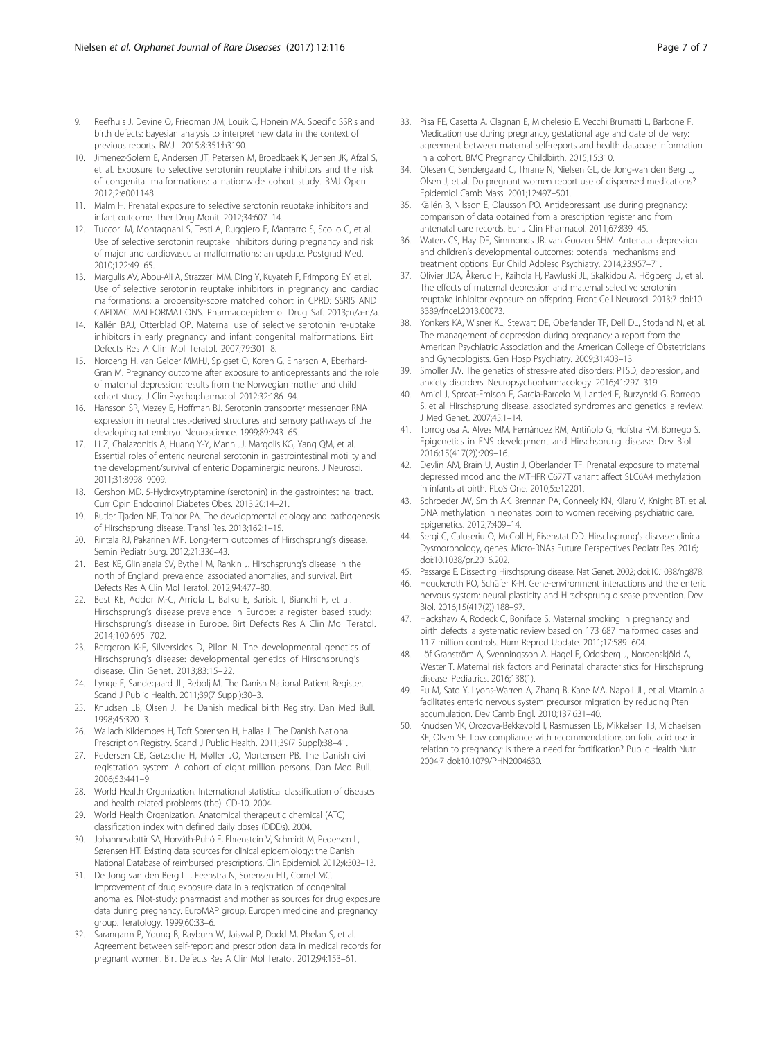9. Reefhuis J, Devine O, Friedman JM, Louik C, Honein MA. Specific SSRIs and birth defects: bayesian analysis to interpret new data in the context of previous reports. BMJ. 2015;8;351:h3190.
10. Jimenez-Solem E, Andersen JT, Petersen M, Broedbaek K, Jensen JK, Afzal S, et al. Exposure to selective serotonin reuptake inhibitors and the risk of congenital malformations: a nationwide cohort study. BMJ Open. 2012;2:e001148.
11. Malm H. Prenatal exposure to selective serotonin reuptake inhibitors and infant outcome. Ther Drug Monit. 2012;34:607–14.
12. Tuccori M, Montagnani S, Testi A, Ruggiero E, Mantarro S, Scollo C, et al. Use of selective serotonin reuptake inhibitors during pregnancy and risk of major and cardiovascular malformations: an update. Postgrad Med. 2010;122:49–65.
13. Margulis AV, Abou-Ali A, Strazzeri MM, Ding Y, Kuyateh F, Frimpong EY, et al. Use of selective serotonin reuptake inhibitors in pregnancy and cardiac malformations: a propensity-score matched cohort in CPRD: SSRIS AND CARDIAC MALFORMATIONS. Pharmacoepidemiol Drug Saf. 2013;:n/a-n/a.
14. Källén BAJ, Otterblad OP. Maternal use of selective serotonin re-uptake inhibitors in early pregnancy and infant congenital malformations. Birt Defects Res A Clin Mol Teratol. 2007;79:301–8.
15. Nordeng H, van Gelder MMHJ, Spigset O, Koren G, Einarson A, Eberhard-Gran M. Pregnancy outcome after exposure to antidepressants and the role of maternal depression: results from the Norwegian mother and child cohort study. J Clin Psychopharmacol. 2012;32:186–94.
16. Hansson SR, Mezey E, Hoffman BJ. Serotonin transporter messenger RNA expression in neural crest-derived structures and sensory pathways of the developing rat embryo. Neuroscience. 1999;89:243–65.
17. Li Z, Chalazonitis A, Huang Y-Y, Mann JJ, Margolis KG, Yang QM, et al. Essential roles of enteric neuronal serotonin in gastrointestinal motility and the development/survival of enteric Dopaminergic neurons. J Neurosci. 2011;31:8998–9009.
18. Gershon MD. 5-Hydroxytryptamine (serotonin) in the gastrointestinal tract. Curr Opin Endocrinol Diabetes Obes. 2013;20:14–21.
19. Butler Tjaden NE, Trainor PA. The developmental etiology and pathogenesis of Hirschsprung disease. Transl Res. 2013;162:1–15.
20. Rintala RJ, Pakarinen MP. Long-term outcomes of Hirschsprung's disease. Semin Pediatr Surg. 2012;21:336–43.
21. Best KE, Glinianaia SV, Bythell M, Rankin J. Hirschsprung's disease in the north of England: prevalence, associated anomalies, and survival. Birt Defects Res A Clin Mol Teratol. 2012;94:477–80.
22. Best KE, Addor M-C, Arriola L, Balku E, Barisic I, Bianchi F, et al. Hirschsprung's disease prevalence in Europe: a register based study: Hirschsprung's disease in Europe. Birt Defects Res A Clin Mol Teratol. 2014;100:695–702.
23. Bergeron K-F, Silversides D, Pilon N. The developmental genetics of Hirschsprung's disease: developmental genetics of Hirschsprung's disease. Clin Genet. 2013;83:15–22.
24. Lynge E, Sandegaard JL, Rebolj M. The Danish National Patient Register. Scand J Public Health. 2011;39(7 Suppl):30–3.
25. Knudsen LB, Olsen J. The Danish medical birth Registry. Dan Med Bull. 1998;45:320–3.
26. Wallach Kildemoes H, Toft Sorensen H, Hallas J. The Danish National Prescription Registry. Scand J Public Health. 2011;39(7 Suppl):38–41.
27. Pedersen CB, Gøtzsche H, Møller JO, Mortensen PB. The Danish civil registration system. A cohort of eight million persons. Dan Med Bull. 2006;53:441–9.
28. World Health Organization. International statistical classification of diseases and health related problems (the) ICD-10. 2004.
29. World Health Organization. Anatomical therapeutic chemical (ATC) classification index with defined daily doses (DDDs). 2004.
30. Johannesdottir SA, Horváth-Puhó E, Ehrenstein V, Schmidt M, Pedersen L, Sørensen HT. Existing data sources for clinical epidemiology: the Danish National Database of reimbursed prescriptions. Clin Epidemiol. 2012;4:303–13.
31. De Jong van den Berg LT, Feenstra N, Sorensen HT, Cornel MC. Improvement of drug exposure data in a registration of congenital anomalies. Pilot-study: pharmacist and mother as sources for drug exposure data during pregnancy. EuroMAP group. Europen medicine and pregnancy group. Teratology. 1999;60:33–6.
32. Sarangarm P, Young B, Rayburn W, Jaiswal P, Dodd M, Phelan S, et al. Agreement between self-report and prescription data in medical records for pregnant women. Birt Defects Res A Clin Mol Teratol. 2012;94:153–61.
33. Pisa FE, Casetta A, Clagnan E, Michelesio E, Vecchi Brumatti L, Barbone F. Medication use during pregnancy, gestational age and date of delivery: agreement between maternal self-reports and health database information in a cohort. BMC Pregnancy Childbirth. 2015;15:310.
34. Olesen C, Søndergaard C, Thrane N, Nielsen GL, de Jong-van den Berg L, Olsen J, et al. Do pregnant women report use of dispensed medications? Epidemiol Camb Mass. 2001;12:497–501.
35. Källén B, Nilsson E, Olausson PO. Antidepressant use during pregnancy: comparison of data obtained from a prescription register and from antenatal care records. Eur J Clin Pharmacol. 2011;67:839–45.
36. Waters CS, Hay DF, Simmonds JR, van Goozen SHM. Antenatal depression and children's developmental outcomes: potential mechanisms and treatment options. Eur Child Adolesc Psychiatry. 2014;23:957–71.
37. Olivier JDA, Åkerud H, Kaihola H, Pawluski JL, Skalkidou A, Högberg U, et al. The effects of maternal depression and maternal selective serotonin reuptake inhibitor exposure on offspring. Front Cell Neurosci. 2013;7 doi:10.3389/fncel.2013.00073.
38. Yonkers KA, Wisner KL, Stewart DE, Oberlander TF, Dell DL, Stotland N, et al. The management of depression during pregnancy: a report from the American Psychiatric Association and the American College of Obstetricians and Gynecologists. Gen Hosp Psychiatry. 2009;31:403–13.
39. Smoller JW. The genetics of stress-related disorders: PTSD, depression, and anxiety disorders. Neuropsychopharmacology. 2016;41:297–319.
40. Amiel J, Sproat-Emison E, Garcia-Barcelo M, Lantieri F, Burzynski G, Borrego S, et al. Hirschsprung disease, associated syndromes and genetics: a review. J Med Genet. 2007;45:1–14.
41. Torroglosa A, Alves MM, Fernández RM, Antiñolo G, Hofstra RM, Borrego S. Epigenetics in ENS development and Hirschsprung disease. Dev Biol. 2016;15(417(2)):209–16.
42. Devlin AM, Brain U, Austin J, Oberlander TF. Prenatal exposure to maternal depressed mood and the MTHFR C677T variant affect SLC6A4 methylation in infants at birth. PLoS One. 2010;5:e12201.
43. Schroeder JW, Smith AK, Brennan PA, Conneely KN, Kilaru V, Knight BT, et al. DNA methylation in neonates born to women receiving psychiatric care. Epigenetics. 2012;7:409–14.
44. Sergi C, Caluseriu O, McColl H, Eisenstat DD. Hirschsprung's disease: clinical Dysmorphology, genes. Micro-RNAs Future Perspectives Pediatr Res. 2016; doi:10.1038/pr.2016.202.
45. Passarge E. Dissecting Hirschsprung disease. Nat Genet. 2002; doi:10.1038/ng878.
46. Heuckeroth RO, Schäfer K-H. Gene-environment interactions and the enteric nervous system: neural plasticity and Hirschsprung disease prevention. Dev Biol. 2016;15(417(2)):188–97.
47. Hackshaw A, Rodeck C, Boniface S. Maternal smoking in pregnancy and birth defects: a systematic review based on 173 687 malformed cases and 11.7 million controls. Hum Reprod Update. 2011;17:589–604.
48. Löf Granström A, Svenningsson A, Hagel E, Oddsberg J, Nordenskjöld A, Wester T. Maternal risk factors and Perinatal characteristics for Hirschsprung disease. Pediatrics. 2016;138(1).
49. Fu M, Sato Y, Lyons-Warren A, Zhang B, Kane MA, Napoli JL, et al. Vitamin a facilitates enteric nervous system precursor migration by reducing Pten accumulation. Dev Camb Engl. 2010;137:631–40.
50. Knudsen VK, Orozova-Bekkevold I, Rasmussen LB, Mikkelsen TB, Michaelsen KF, Olsen SF. Low compliance with recommendations on folic acid use in relation to pregnancy: is there a need for fortification? Public Health Nutr. 2004;7 doi:10.1079/PHN2004630.